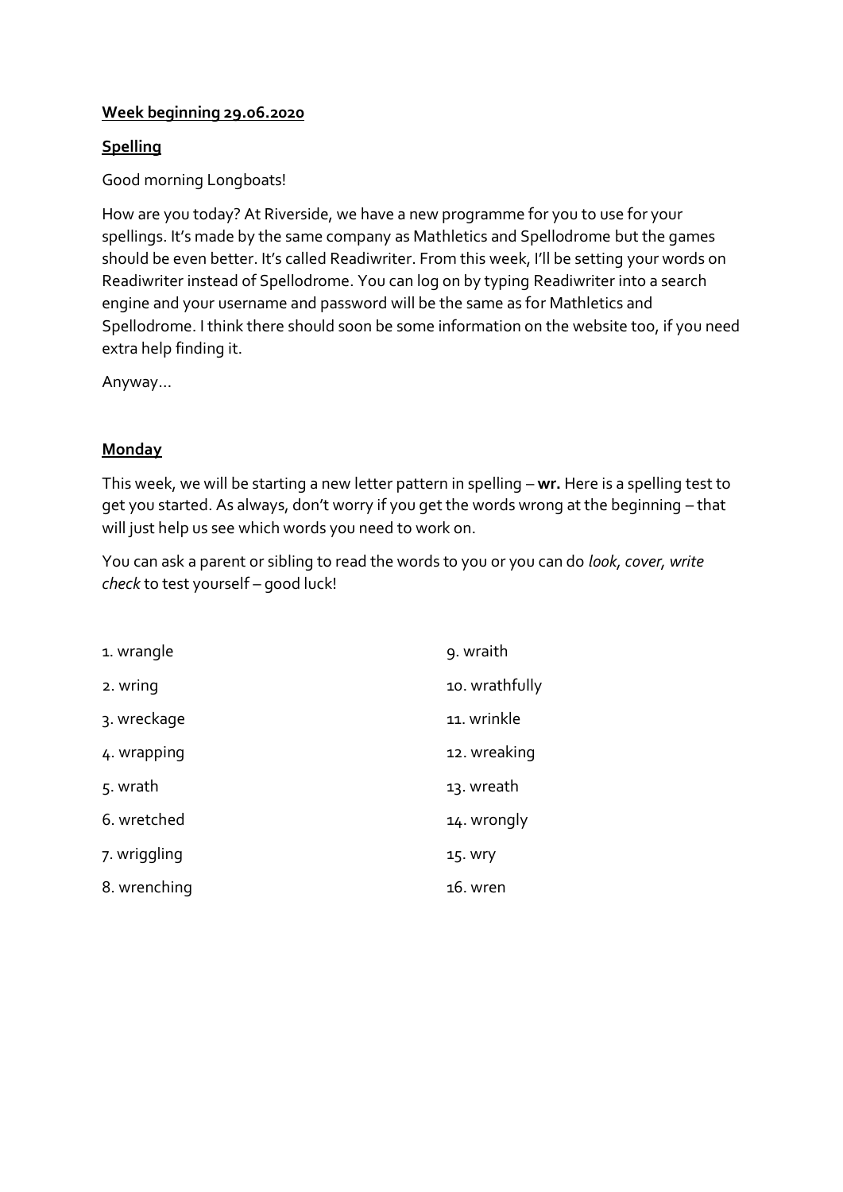**Week beginning 29.06.2020**

**Spelling**

Good morning Longboats!

How are you today? At Riverside, we have a new programme for you to use for your spellings. It's made by the same company as Mathletics and Spellodrome but the games should be even better. It's called Readiwriter. From this week, I'll be setting your words on Readiwriter instead of Spellodrome. You can log on by typing Readiwriter into a search engine and your username and password will be the same as for Mathletics and Spellodrome. I think there should soon be some information on the website too, if you need extra help finding it.

Anyway…

**Monday**

This week, we will be starting a new letter pattern in spelling – **wr.** Here is a spelling test to get you started. As always, don't worry if you get the words wrong at the beginning – that will just help us see which words you need to work on.

You can ask a parent or sibling to read the words to you or you can do *look, cover, write check* to test yourself – good luck!

1. wrangle
2. wring
3. wreckage
4. wrapping
5. wrath
6. wretched
7. wriggling
8. wrenching
9. wraith
10. wrathfully
11. wrinkle
12. wreaking
13. wreath
14. wrongly
15. wry
16. wren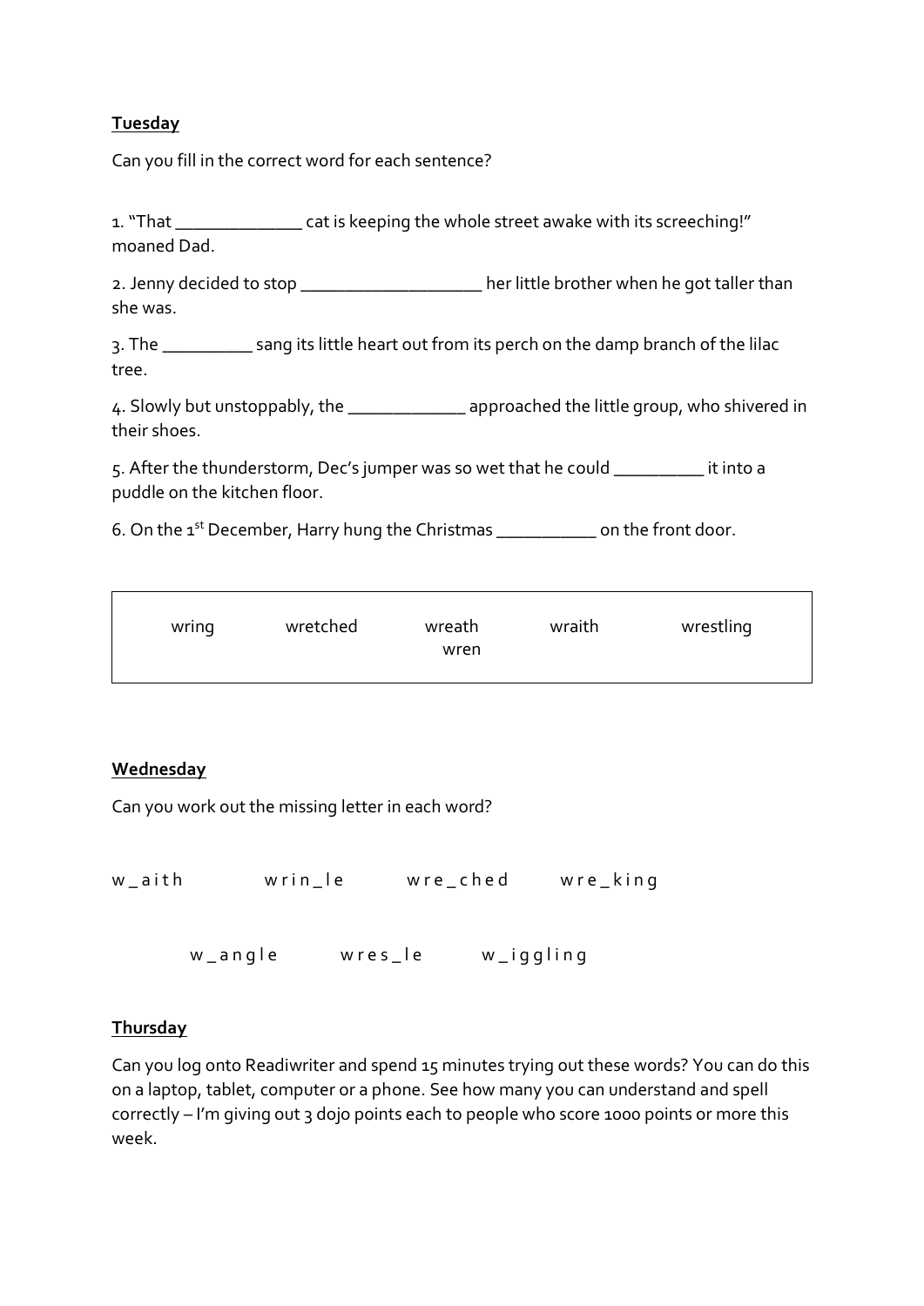**Tuesday**

Can you fill in the correct word for each sentence?

1. "That _____________ cat is keeping the whole street awake with its screeching!" moaned Dad.

2. Jenny decided to stop ___________________ her little brother when he got taller than she was.

3. The _________ sang its little heart out from its perch on the damp branch of the lilac tree.

4. Slowly but unstoppably, the ____________ approached the little group, who shivered in their shoes.

5. After the thunderstorm, Dec's jumper was so wet that he could _________ it into a puddle on the kitchen floor.

6. On the 1st December, Harry hung the Christmas __________ on the front door.

| wring | wretched | wreath wren | wraith | wrestling |
|---|---|---|---|---|

**Wednesday**

Can you work out the missing letter in each word?

w _ a i t h    w r i n _ l e    w r e _ c h e d    w r e _ k i n g

w _ a n g l e    w r e s _ l e    w _ i g g l i n g

**Thursday**

Can you log onto Readiwriter and spend 15 minutes trying out these words? You can do this on a laptop, tablet, computer or a phone. See how many you can understand and spell correctly – I'm giving out 3 dojo points each to people who score 1000 points or more this week.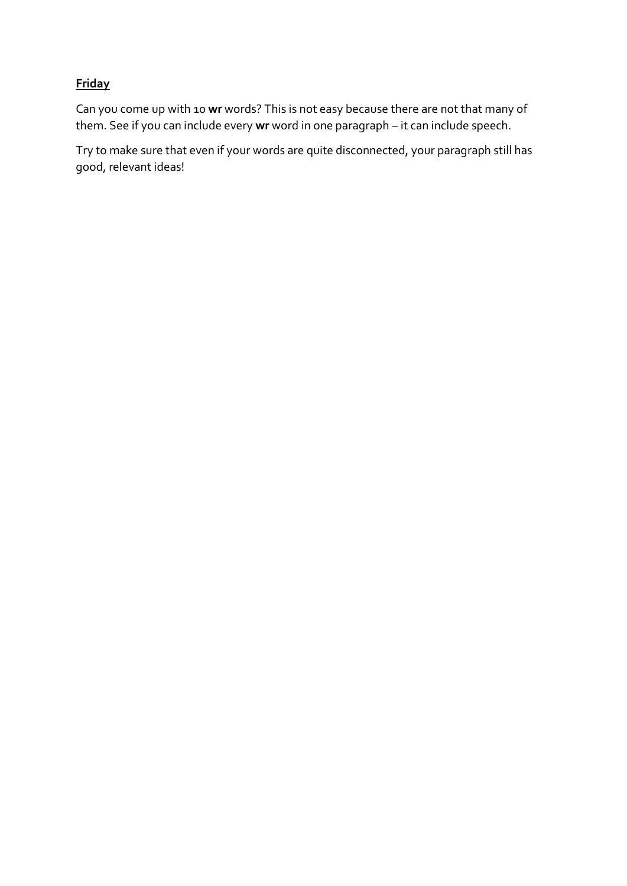**<u>Friday</u>**

Can you come up with 10 **wr** words? This is not easy because there are not that many of them. See if you can include every **wr** word in one paragraph – it can include speech.

Try to make sure that even if your words are quite disconnected, your paragraph still has good, relevant ideas!